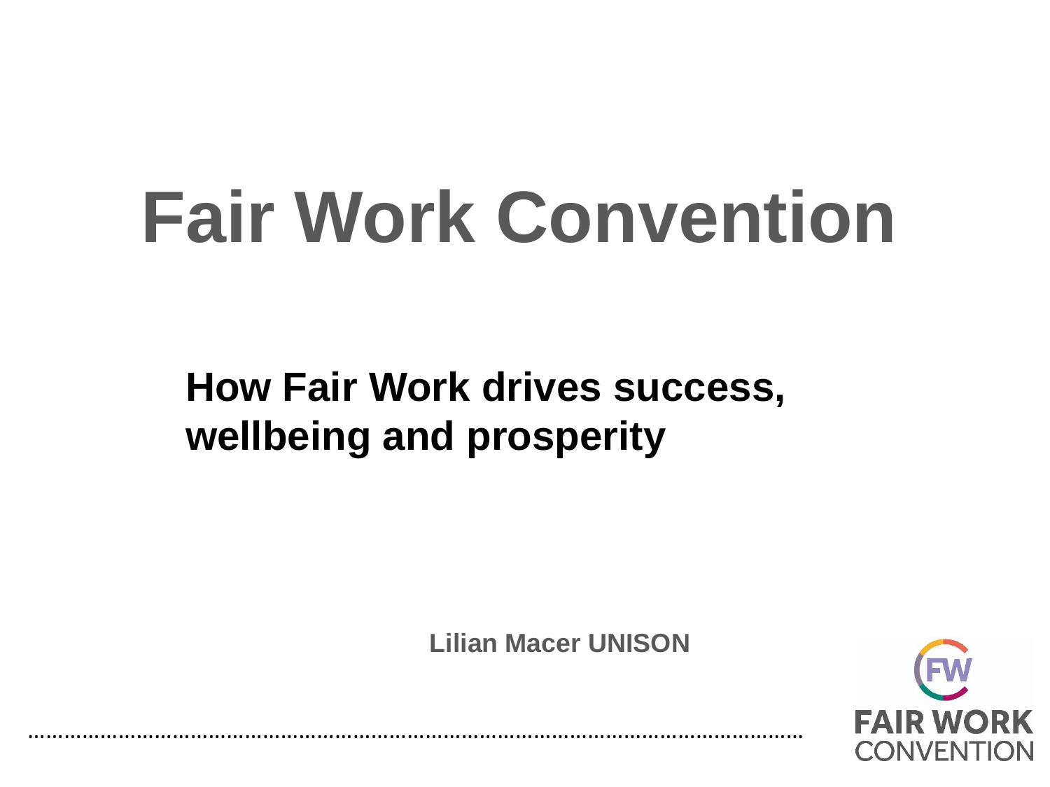# Fair Work Convention

## How Fair Work drives success, wellbeing and prosperity

**Lilian Macer UNISON**

FW
FAIR WORK
CONVENTION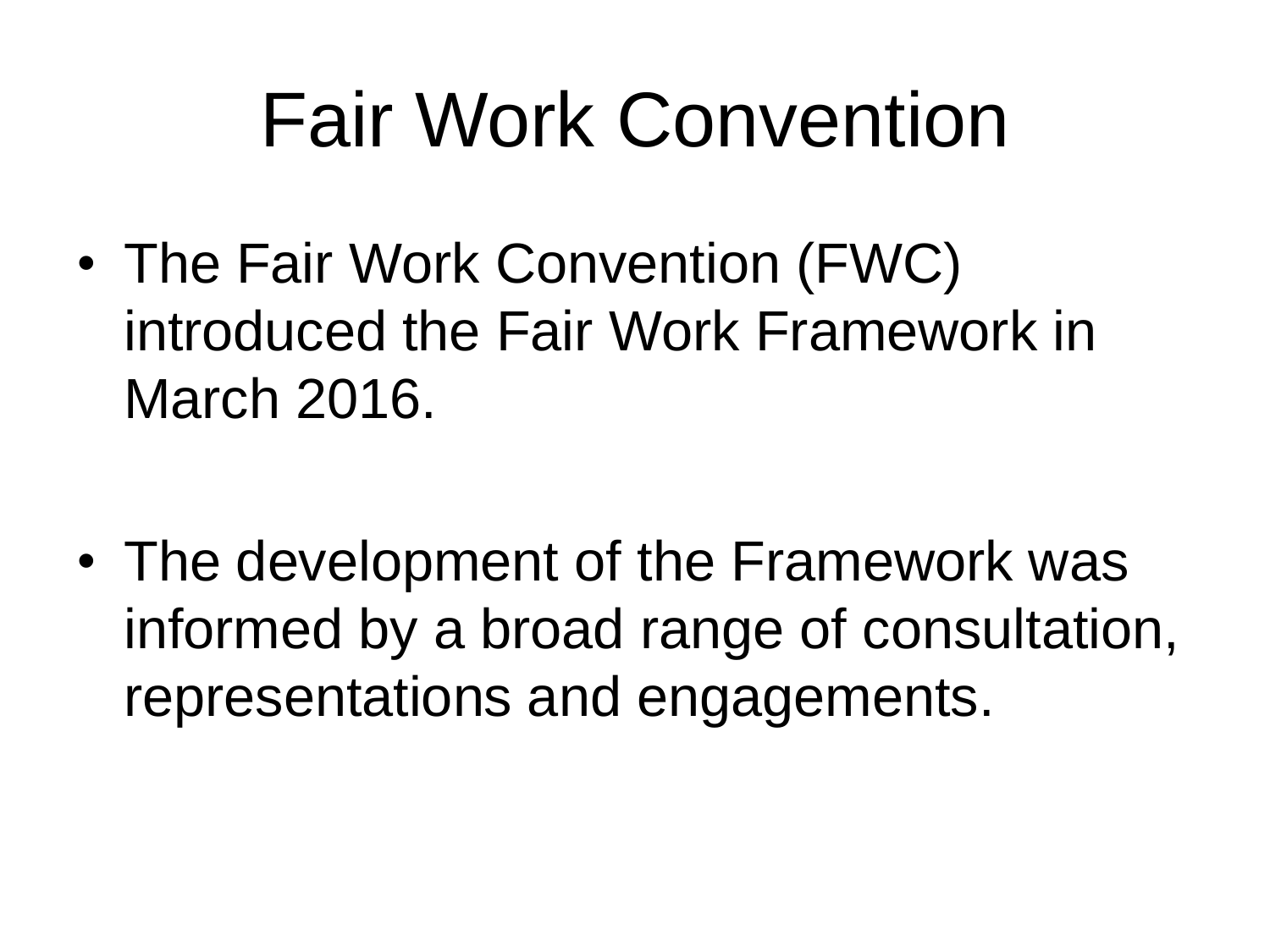# Fair Work Convention

- The Fair Work Convention (FWC) introduced the Fair Work Framework in March 2016.

- The development of the Framework was informed by a broad range of consultation, representations and engagements.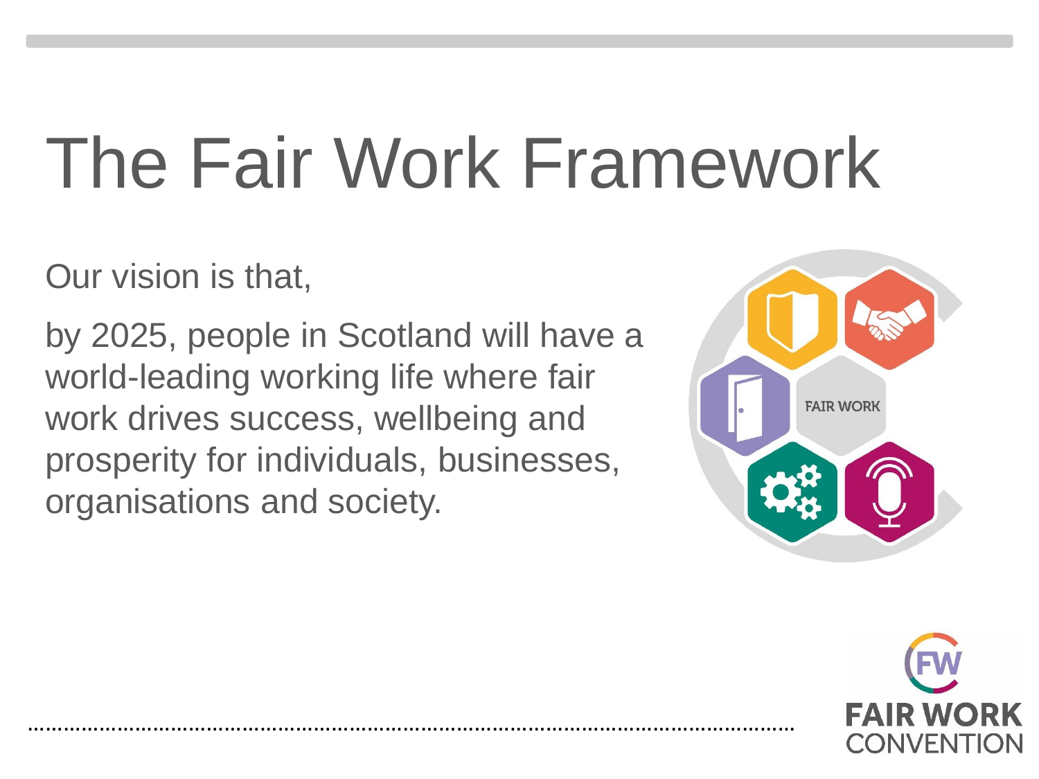# The Fair Work Framework

Our vision is that,

by 2025, people in Scotland will have a world-leading working life where fair work drives success, wellbeing and prosperity for individuals, businesses, organisations and society.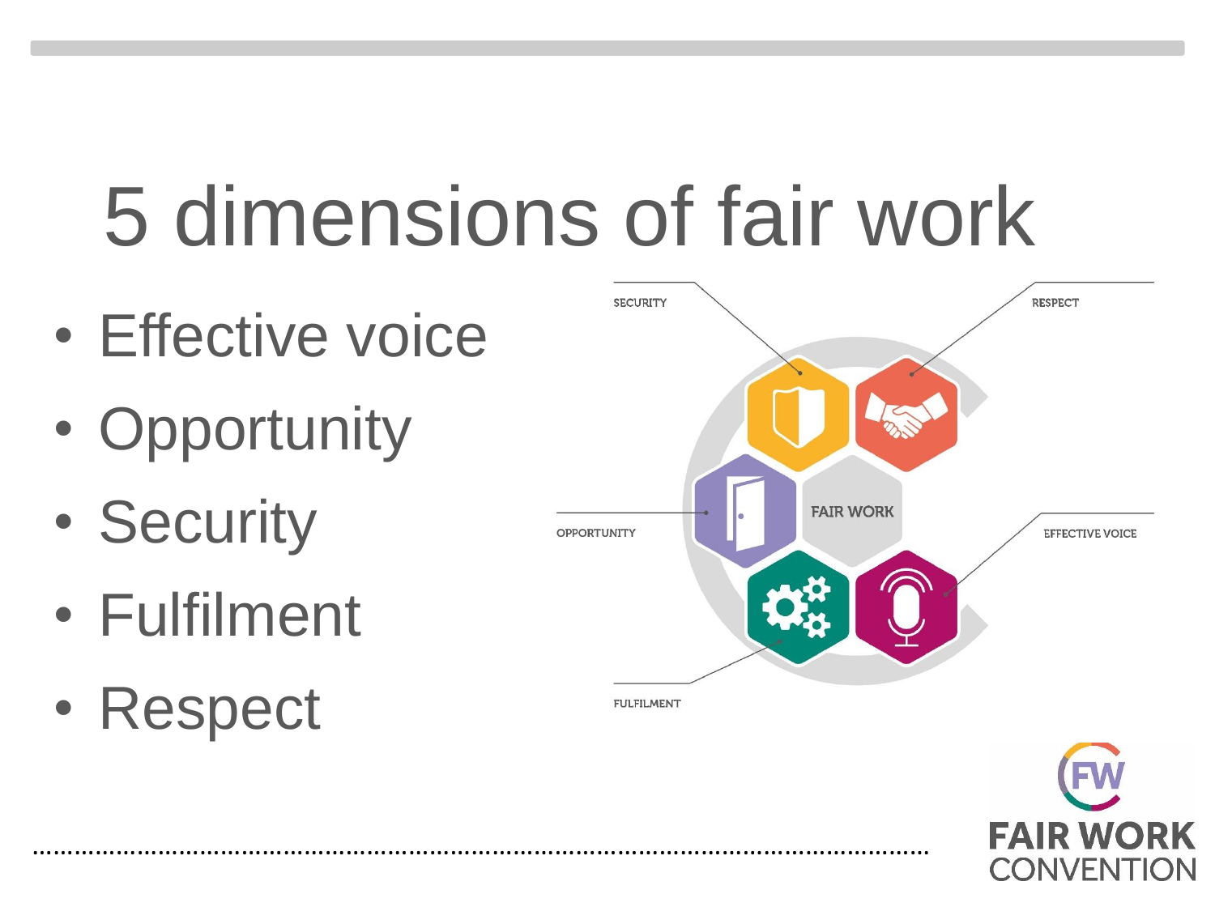# 5 dimensions of fair work

- Effective voice
- Opportunity
- Security
- Fulfilment
- Respect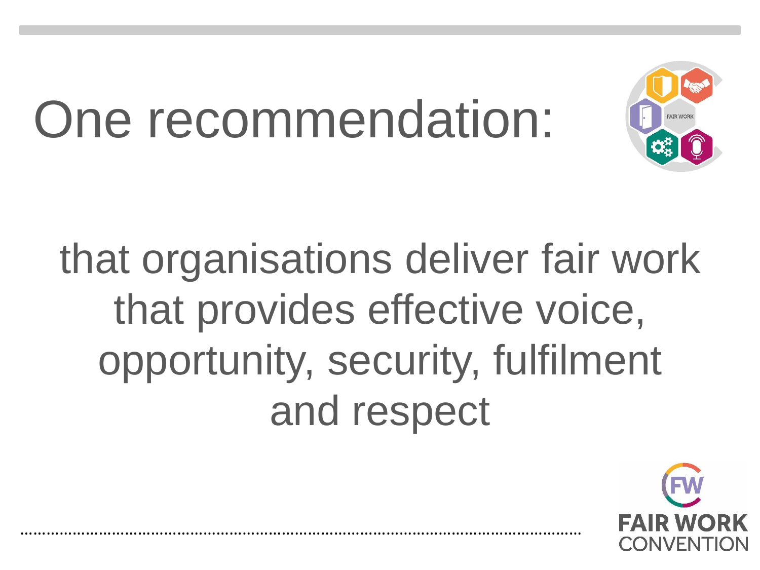# One recommendation:

that organisations deliver fair work that provides effective voice, opportunity, security, fulfilment and respect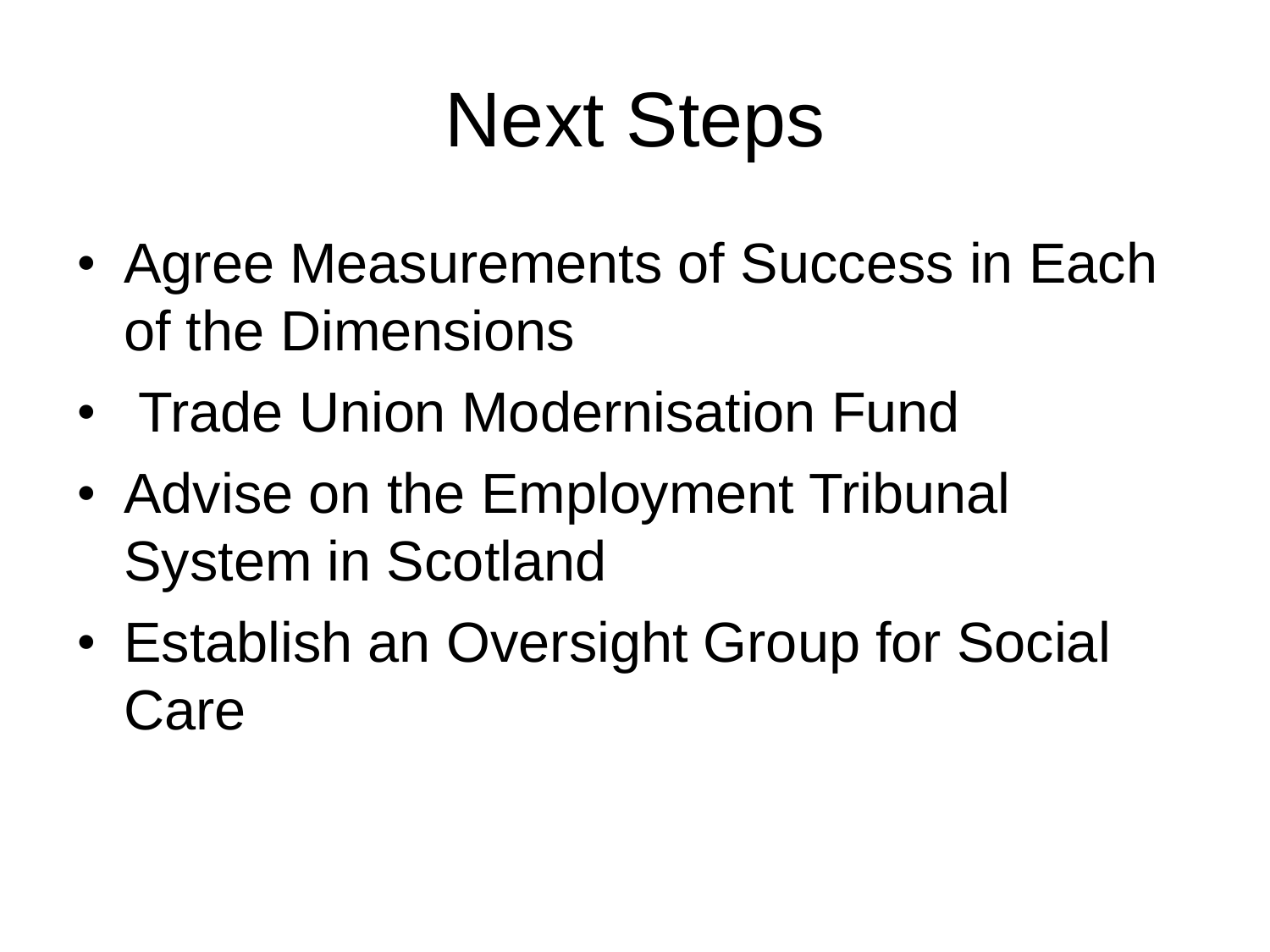# Next Steps

- Agree Measurements of Success in Each of the Dimensions
- Trade Union Modernisation Fund
- Advise on the Employment Tribunal System in Scotland
- Establish an Oversight Group for Social Care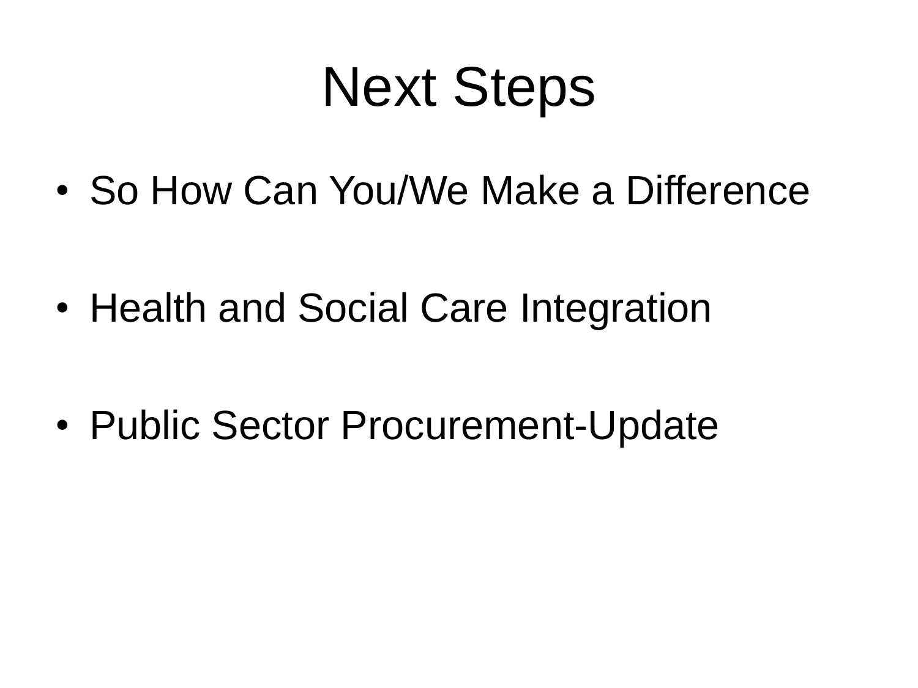# Next Steps

- So How Can You/We Make a Difference
- Health and Social Care Integration
- Public Sector Procurement-Update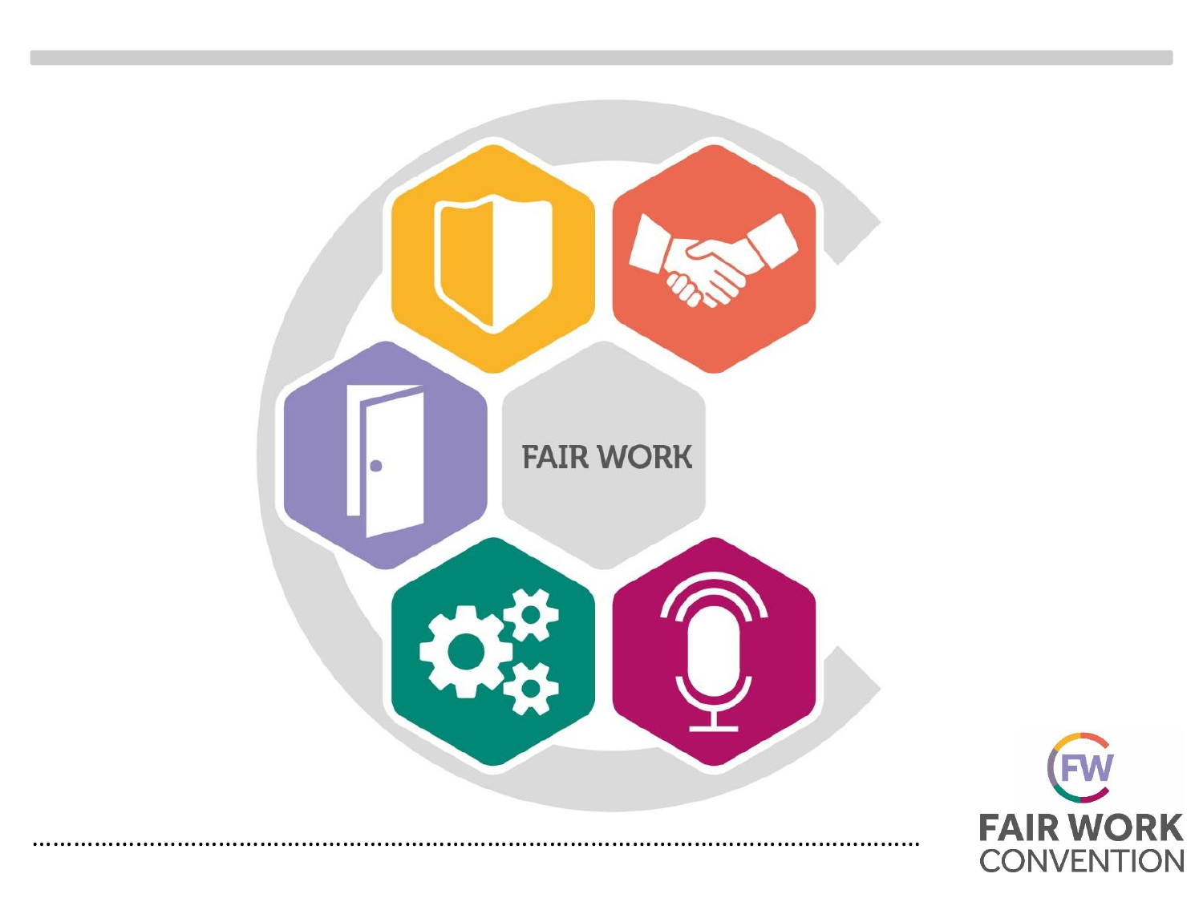FAIR WORK

FAIR WORK CONVENTION